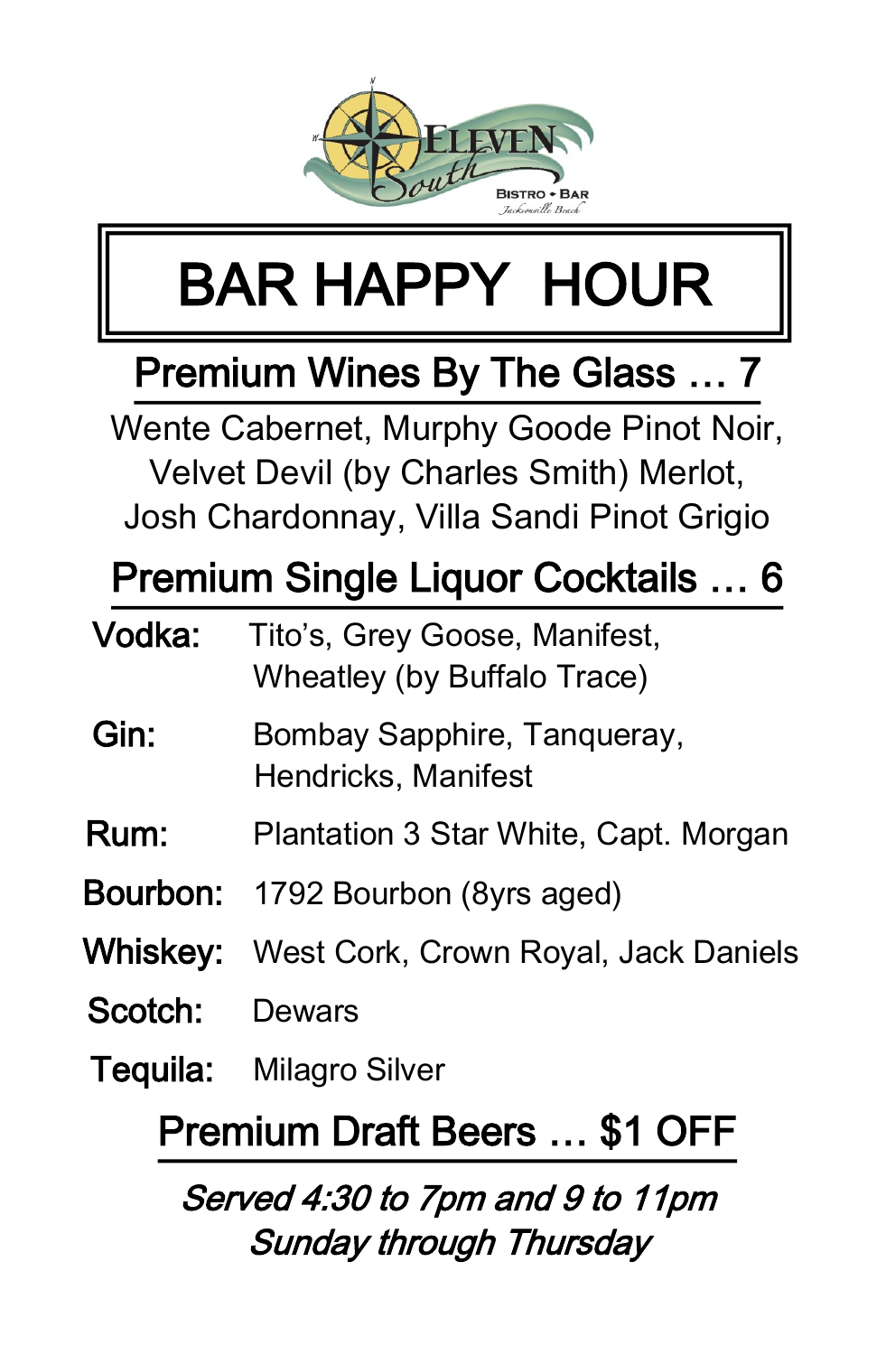ELEVEN South

BISTRO • BAR

Jacksonville Beach

# BAR HAPPY HOUR

## Premium Wines By The Glass … 7

Wente Cabernet, Murphy Goode Pinot Noir, Velvet Devil (by Charles Smith) Merlot, Josh Chardonnay, Villa Sandi Pinot Grigio

## Premium Single Liquor Cocktails … 6

**Vodka:** Tito's, Grey Goose, Manifest, Wheatley (by Buffalo Trace)

**Gin:** Bombay Sapphire, Tanqueray, Hendricks, Manifest

**Rum:** Plantation 3 Star White, Capt. Morgan

**Bourbon:** 1792 Bourbon (8yrs aged)

**Whiskey:** West Cork, Crown Royal, Jack Daniels

**Scotch:** Dewars

**Tequila:** Milagro Silver

## Premium Draft Beers … $1 OFF

*Served 4:30 to 7pm and 9 to 11pm*
*Sunday through Thursday*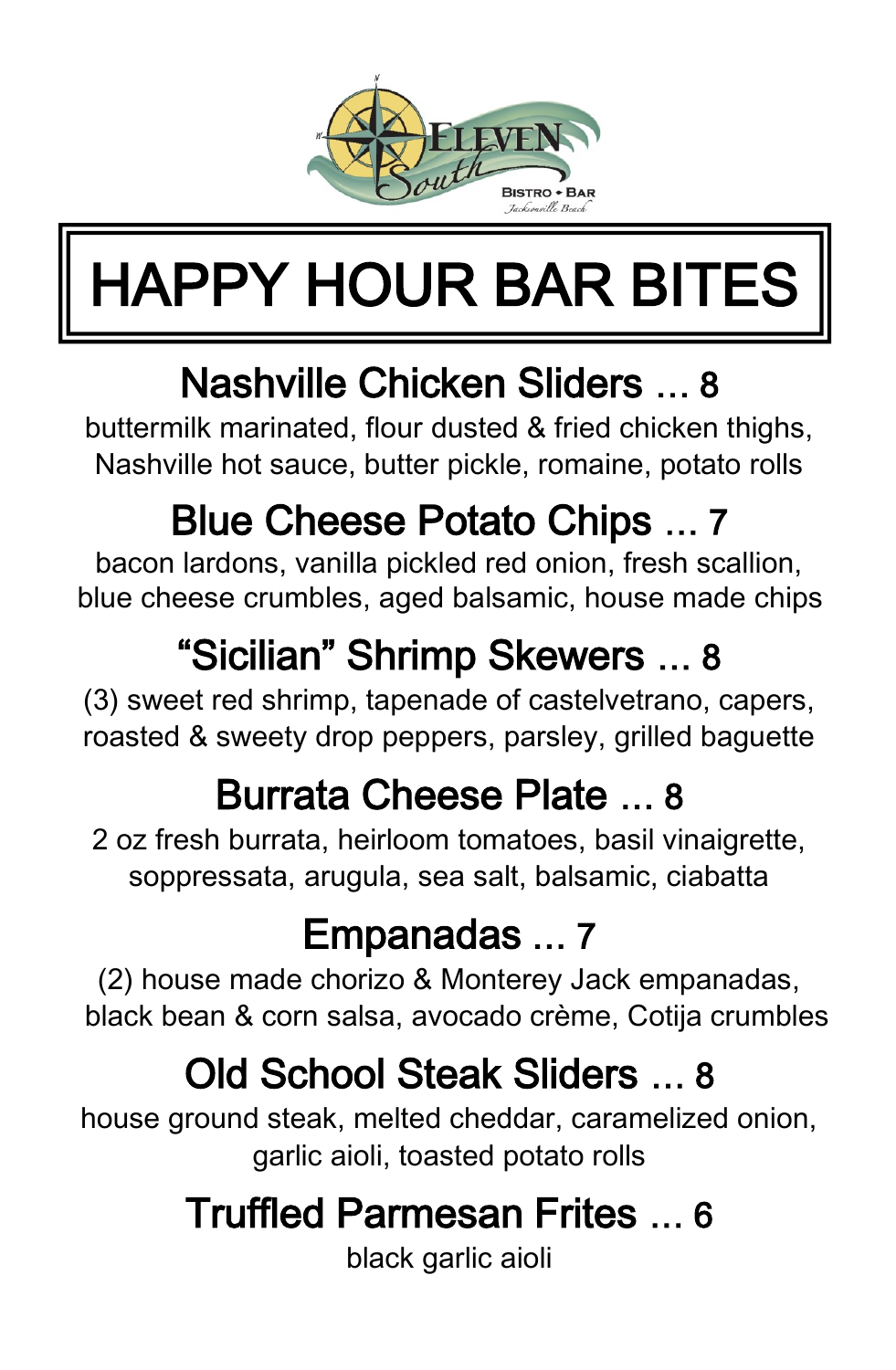ELEVEN South

BISTRO • BAR

Jacksonville Beach

# HAPPY HOUR BAR BITES

## Nashville Chicken Sliders ... 8

buttermilk marinated, flour dusted & fried chicken thighs, Nashville hot sauce, butter pickle, romaine, potato rolls

## Blue Cheese Potato Chips ... 7

bacon lardons, vanilla pickled red onion, fresh scallion, blue cheese crumbles, aged balsamic, house made chips

## "Sicilian" Shrimp Skewers ... 8

(3) sweet red shrimp, tapenade of castelvetrano, capers, roasted & sweety drop peppers, parsley, grilled baguette

## Burrata Cheese Plate ... 8

2 oz fresh burrata, heirloom tomatoes, basil vinaigrette, soppressata, arugula, sea salt, balsamic, ciabatta

## Empanadas ... 7

(2) house made chorizo & Monterey Jack empanadas, black bean & corn salsa, avocado crème, Cotija crumbles

## Old School Steak Sliders ... 8

house ground steak, melted cheddar, caramelized onion, garlic aioli, toasted potato rolls

## Truffled Parmesan Frites ... 6

black garlic aioli